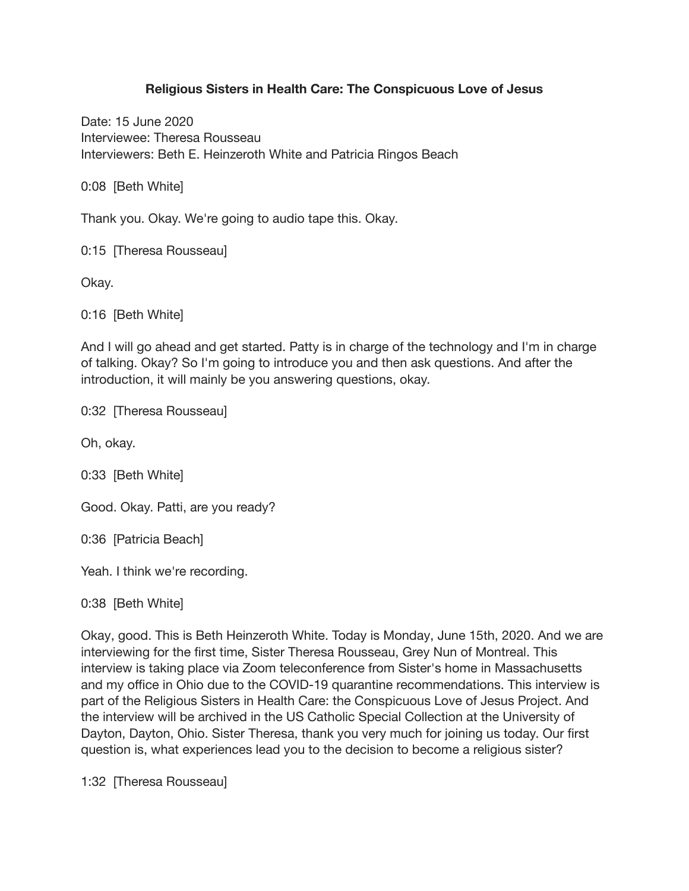# Religious Sisters in Health Care: The Conspicuous Love of Jesus

Date: 15 June 2020
Interviewee: Theresa Rousseau
Interviewers: Beth E. Heinzeroth White and Patricia Ringos Beach

0:08 [Beth White]

Thank you. Okay. We're going to audio tape this. Okay.

0:15 [Theresa Rousseau]

Okay.

0:16 [Beth White]

And I will go ahead and get started. Patty is in charge of the technology and I'm in charge of talking. Okay? So I'm going to introduce you and then ask questions. And after the introduction, it will mainly be you answering questions, okay.

0:32 [Theresa Rousseau]

Oh, okay.

0:33 [Beth White]

Good. Okay. Patti, are you ready?

0:36 [Patricia Beach]

Yeah. I think we're recording.

0:38 [Beth White]

Okay, good. This is Beth Heinzeroth White. Today is Monday, June 15th, 2020. And we are interviewing for the first time, Sister Theresa Rousseau, Grey Nun of Montreal. This interview is taking place via Zoom teleconference from Sister's home in Massachusetts and my office in Ohio due to the COVID-19 quarantine recommendations. This interview is part of the Religious Sisters in Health Care: the Conspicuous Love of Jesus Project. And the interview will be archived in the US Catholic Special Collection at the University of Dayton, Dayton, Ohio. Sister Theresa, thank you very much for joining us today. Our first question is, what experiences lead you to the decision to become a religious sister?

1:32 [Theresa Rousseau]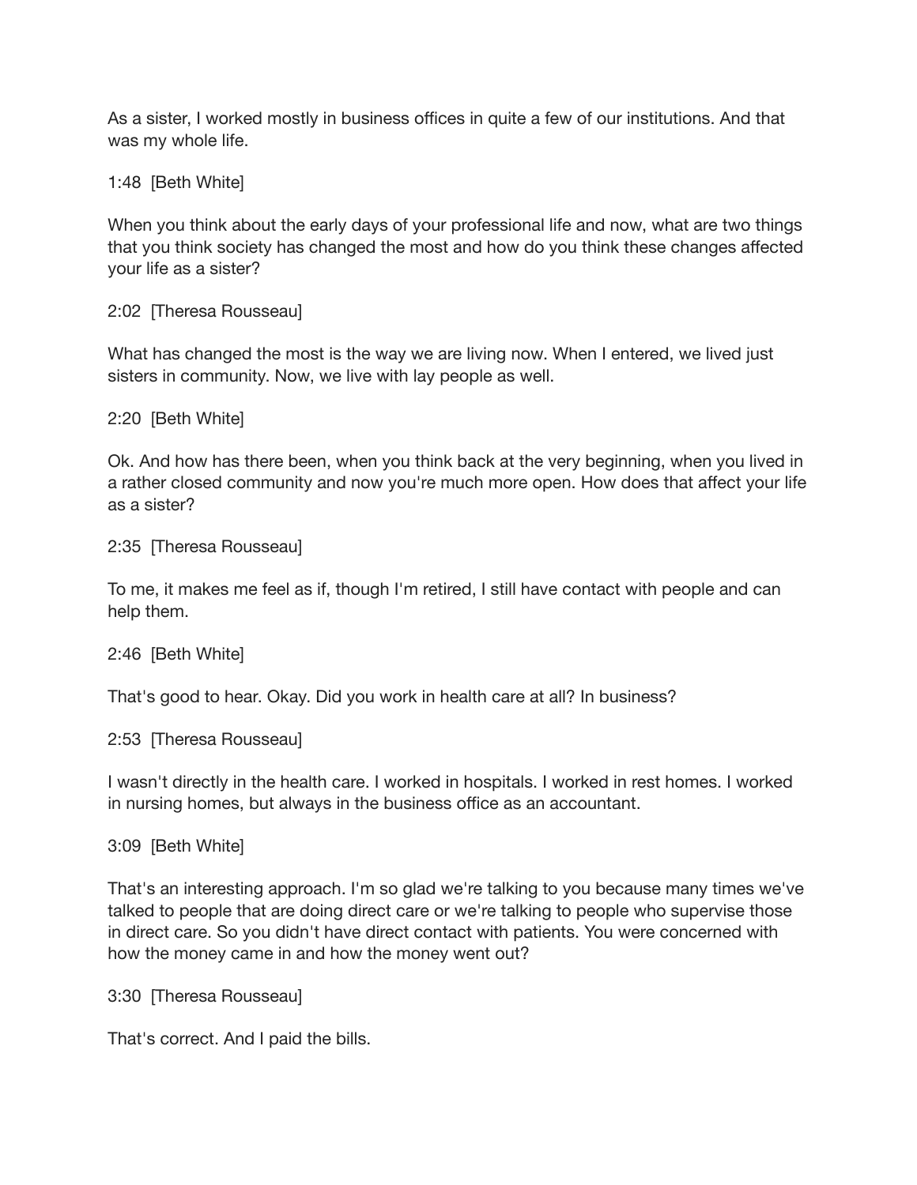As a sister, I worked mostly in business offices in quite a few of our institutions. And that was my whole life.

1:48 [Beth White]

When you think about the early days of your professional life and now, what are two things that you think society has changed the most and how do you think these changes affected your life as a sister?

2:02 [Theresa Rousseau]

What has changed the most is the way we are living now. When I entered, we lived just sisters in community. Now, we live with lay people as well.

2:20 [Beth White]

Ok. And how has there been, when you think back at the very beginning, when you lived in a rather closed community and now you're much more open. How does that affect your life as a sister?

2:35 [Theresa Rousseau]

To me, it makes me feel as if, though I'm retired, I still have contact with people and can help them.

2:46 [Beth White]

That's good to hear. Okay. Did you work in health care at all? In business?

2:53 [Theresa Rousseau]

I wasn't directly in the health care. I worked in hospitals. I worked in rest homes. I worked in nursing homes, but always in the business office as an accountant.

3:09 [Beth White]

That's an interesting approach. I'm so glad we're talking to you because many times we've talked to people that are doing direct care or we're talking to people who supervise those in direct care. So you didn't have direct contact with patients. You were concerned with how the money came in and how the money went out?

3:30 [Theresa Rousseau]

That's correct. And I paid the bills.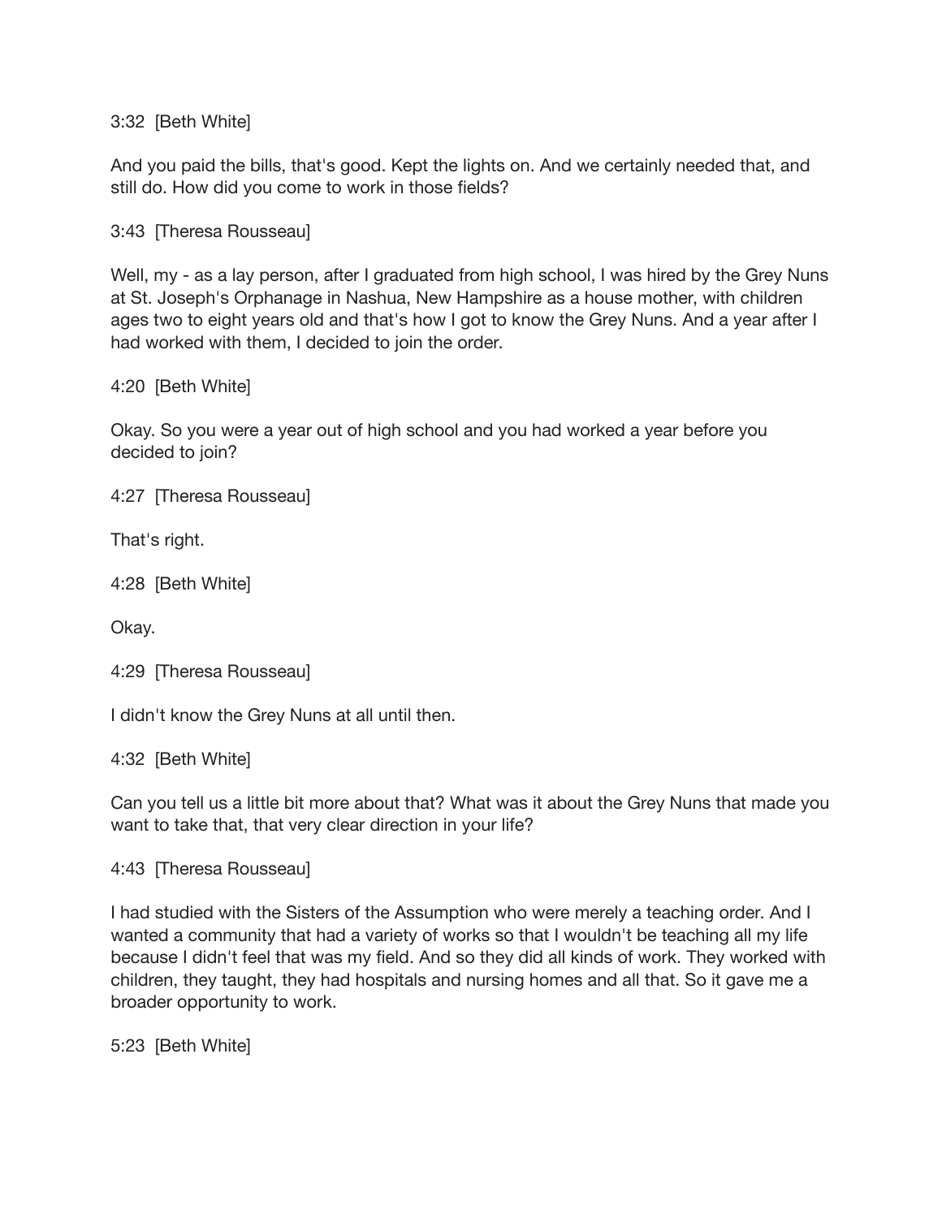3:32 [Beth White]

And you paid the bills, that's good. Kept the lights on. And we certainly needed that, and still do. How did you come to work in those fields?

3:43 [Theresa Rousseau]

Well, my - as a lay person, after I graduated from high school, I was hired by the Grey Nuns at St. Joseph's Orphanage in Nashua, New Hampshire as a house mother, with children ages two to eight years old and that's how I got to know the Grey Nuns. And a year after I had worked with them, I decided to join the order.

4:20 [Beth White]

Okay. So you were a year out of high school and you had worked a year before you decided to join?

4:27 [Theresa Rousseau]

That's right.

4:28 [Beth White]

Okay.

4:29 [Theresa Rousseau]

I didn't know the Grey Nuns at all until then.

4:32 [Beth White]

Can you tell us a little bit more about that? What was it about the Grey Nuns that made you want to take that, that very clear direction in your life?

4:43 [Theresa Rousseau]

I had studied with the Sisters of the Assumption who were merely a teaching order. And I wanted a community that had a variety of works so that I wouldn't be teaching all my life because I didn't feel that was my field. And so they did all kinds of work. They worked with children, they taught, they had hospitals and nursing homes and all that. So it gave me a broader opportunity to work.

5:23 [Beth White]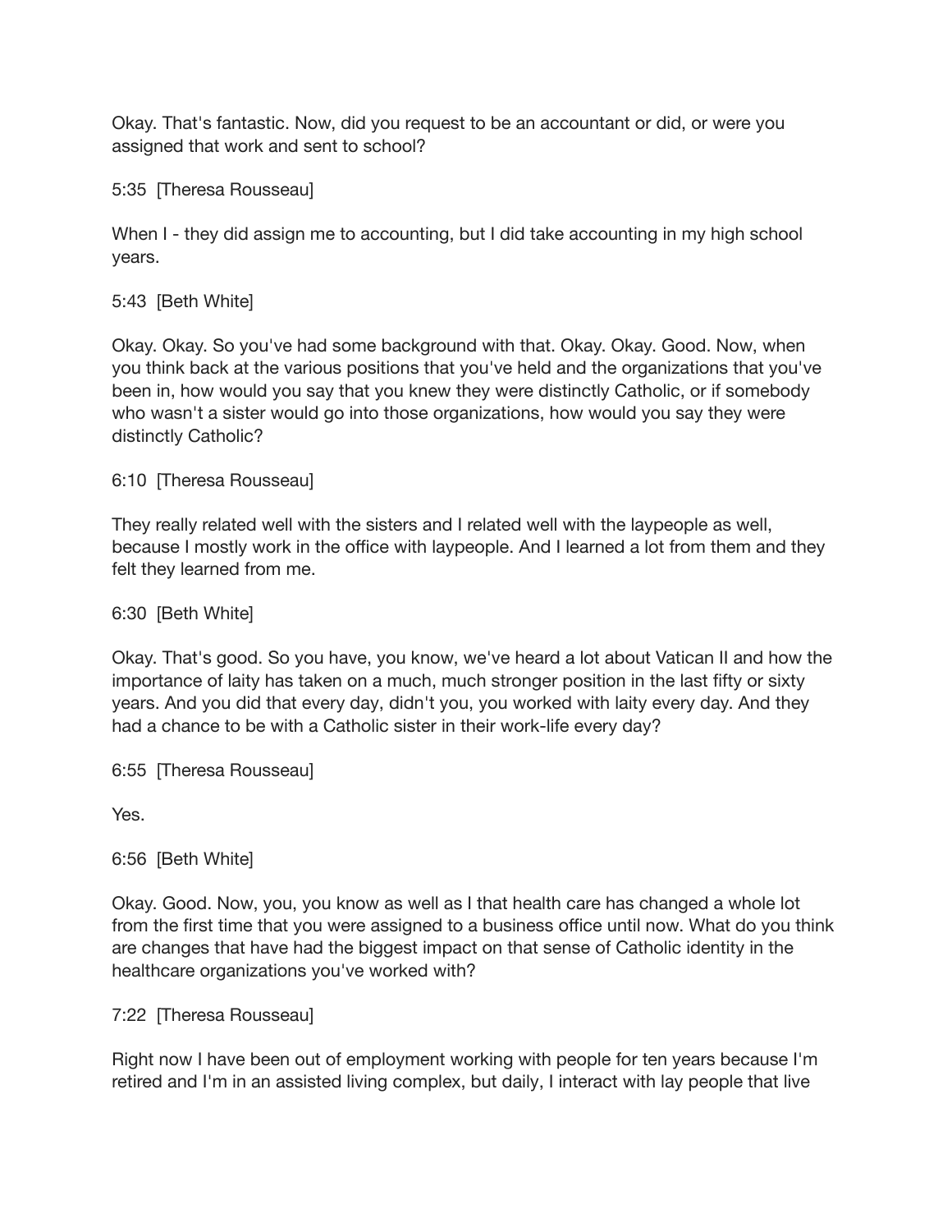Okay. That's fantastic. Now, did you request to be an accountant or did, or were you assigned that work and sent to school?

5:35 [Theresa Rousseau]

When I - they did assign me to accounting, but I did take accounting in my high school years.

5:43 [Beth White]

Okay. Okay. So you've had some background with that. Okay. Okay. Good. Now, when you think back at the various positions that you've held and the organizations that you've been in, how would you say that you knew they were distinctly Catholic, or if somebody who wasn't a sister would go into those organizations, how would you say they were distinctly Catholic?

6:10 [Theresa Rousseau]

They really related well with the sisters and I related well with the laypeople as well, because I mostly work in the office with laypeople. And I learned a lot from them and they felt they learned from me.

6:30 [Beth White]

Okay. That's good. So you have, you know, we've heard a lot about Vatican II and how the importance of laity has taken on a much, much stronger position in the last fifty or sixty years. And you did that every day, didn't you, you worked with laity every day. And they had a chance to be with a Catholic sister in their work-life every day?

6:55 [Theresa Rousseau]

Yes.

6:56 [Beth White]

Okay. Good. Now, you, you know as well as I that health care has changed a whole lot from the first time that you were assigned to a business office until now. What do you think are changes that have had the biggest impact on that sense of Catholic identity in the healthcare organizations you've worked with?

7:22 [Theresa Rousseau]

Right now I have been out of employment working with people for ten years because I'm retired and I'm in an assisted living complex, but daily, I interact with lay people that live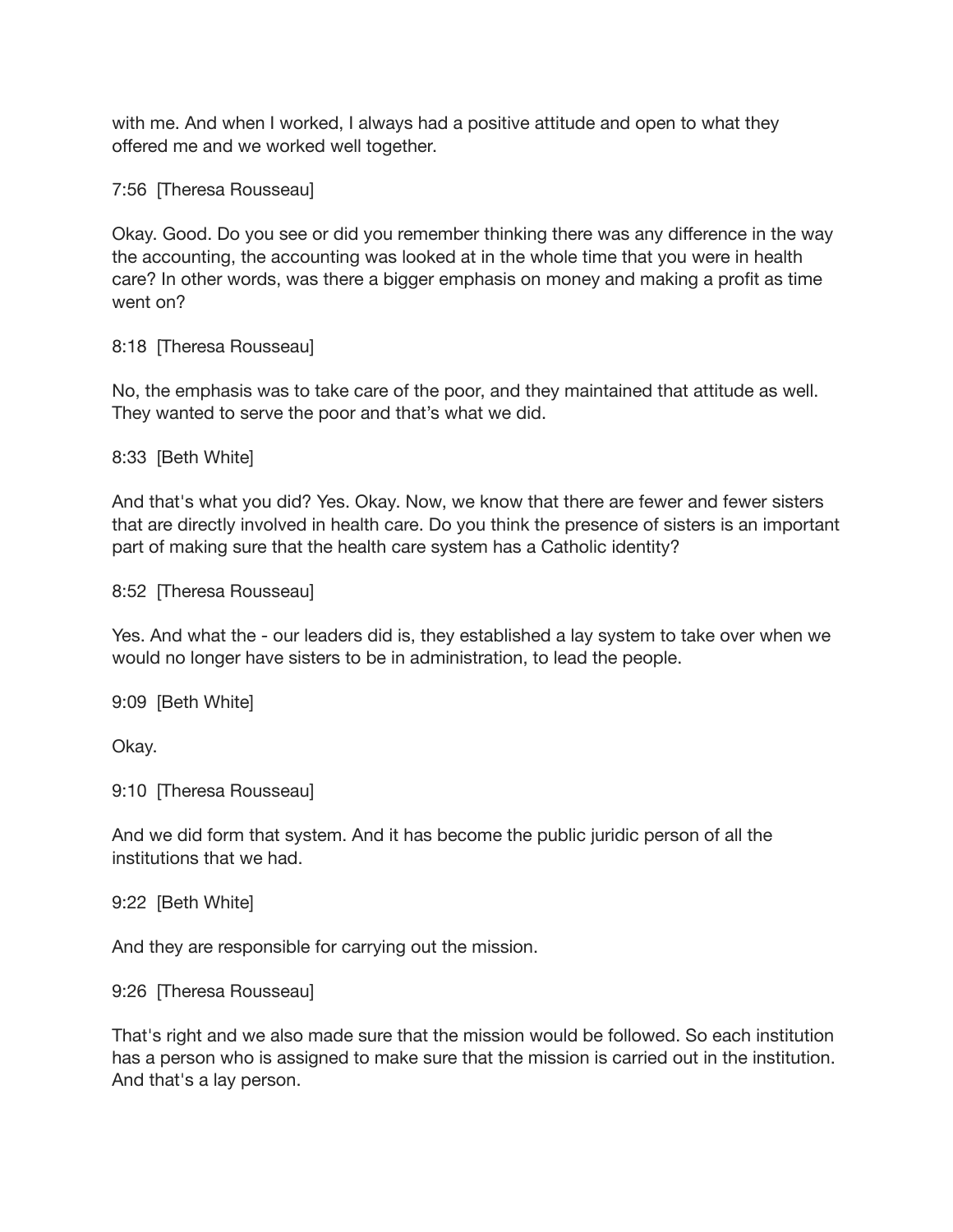with me. And when I worked, I always had a positive attitude and open to what they offered me and we worked well together.

7:56 [Theresa Rousseau]

Okay. Good. Do you see or did you remember thinking there was any difference in the way the accounting, the accounting was looked at in the whole time that you were in health care? In other words, was there a bigger emphasis on money and making a profit as time went on?

8:18 [Theresa Rousseau]

No, the emphasis was to take care of the poor, and they maintained that attitude as well. They wanted to serve the poor and that's what we did.

8:33 [Beth White]

And that's what you did? Yes. Okay. Now, we know that there are fewer and fewer sisters that are directly involved in health care. Do you think the presence of sisters is an important part of making sure that the health care system has a Catholic identity?

8:52 [Theresa Rousseau]

Yes. And what the - our leaders did is, they established a lay system to take over when we would no longer have sisters to be in administration, to lead the people.

9:09 [Beth White]

Okay.

9:10 [Theresa Rousseau]

And we did form that system. And it has become the public juridic person of all the institutions that we had.

9:22 [Beth White]

And they are responsible for carrying out the mission.

9:26 [Theresa Rousseau]

That's right and we also made sure that the mission would be followed. So each institution has a person who is assigned to make sure that the mission is carried out in the institution. And that's a lay person.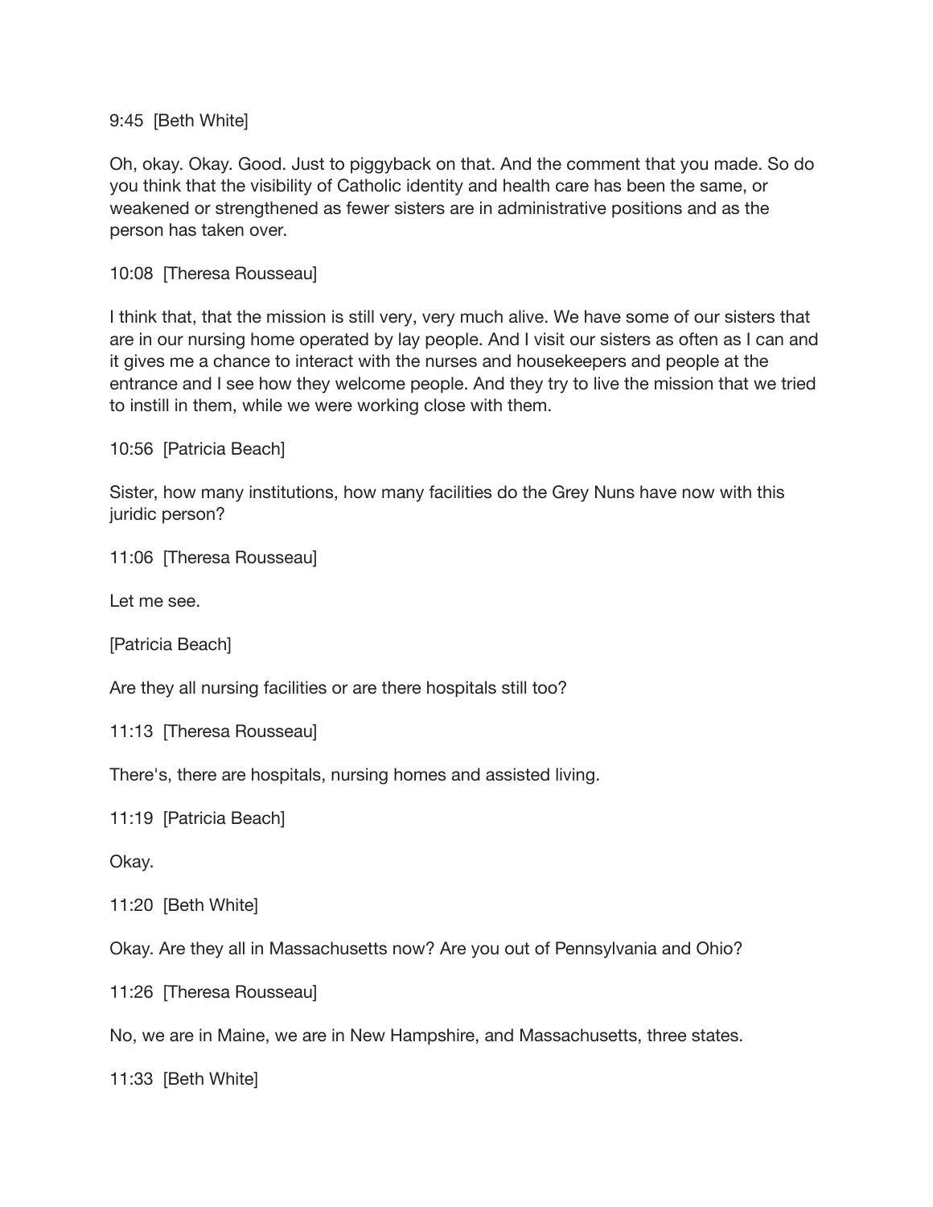9:45 [Beth White]

Oh, okay. Okay. Good. Just to piggyback on that. And the comment that you made. So do you think that the visibility of Catholic identity and health care has been the same, or weakened or strengthened as fewer sisters are in administrative positions and as the person has taken over.

10:08 [Theresa Rousseau]

I think that, that the mission is still very, very much alive. We have some of our sisters that are in our nursing home operated by lay people. And I visit our sisters as often as I can and it gives me a chance to interact with the nurses and housekeepers and people at the entrance and I see how they welcome people. And they try to live the mission that we tried to instill in them, while we were working close with them.

10:56 [Patricia Beach]

Sister, how many institutions, how many facilities do the Grey Nuns have now with this juridic person?

11:06 [Theresa Rousseau]

Let me see.

[Patricia Beach]

Are they all nursing facilities or are there hospitals still too?

11:13 [Theresa Rousseau]

There's, there are hospitals, nursing homes and assisted living.

11:19 [Patricia Beach]

Okay.

11:20 [Beth White]

Okay. Are they all in Massachusetts now? Are you out of Pennsylvania and Ohio?

11:26 [Theresa Rousseau]

No, we are in Maine, we are in New Hampshire, and Massachusetts, three states.

11:33 [Beth White]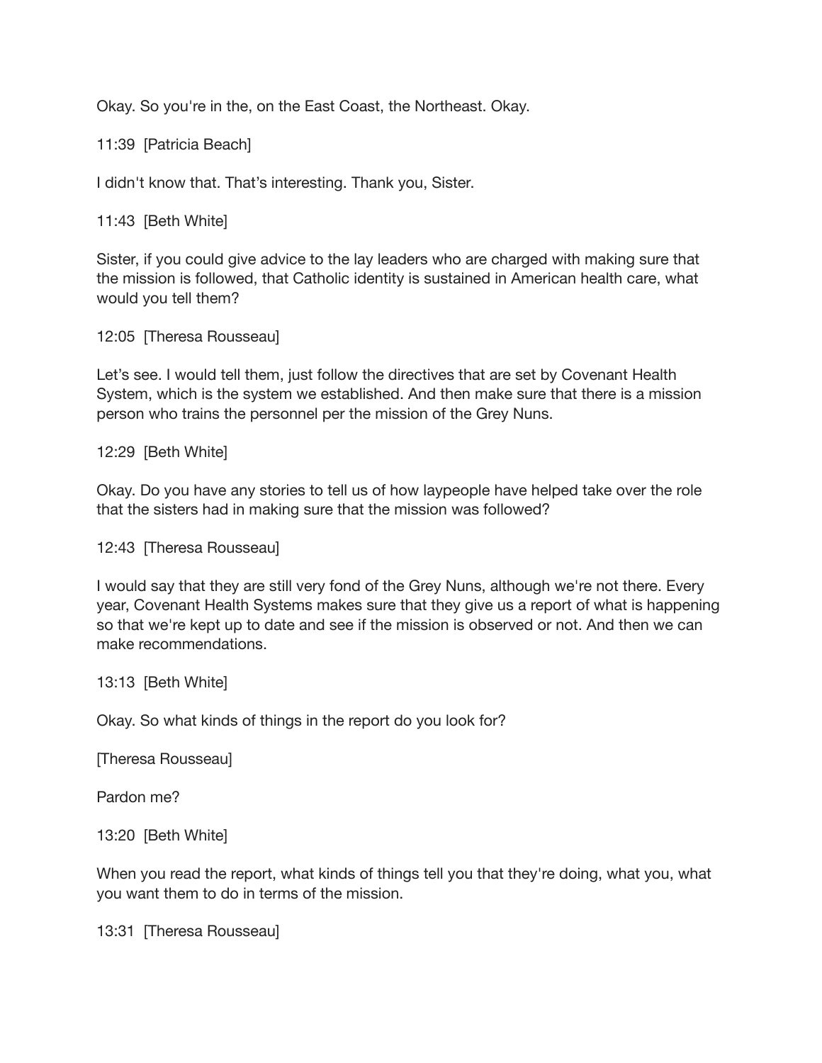Okay. So you're in the, on the East Coast, the Northeast. Okay.

11:39 [Patricia Beach]

I didn't know that. That's interesting. Thank you, Sister.

11:43 [Beth White]

Sister, if you could give advice to the lay leaders who are charged with making sure that the mission is followed, that Catholic identity is sustained in American health care, what would you tell them?

12:05 [Theresa Rousseau]

Let's see. I would tell them, just follow the directives that are set by Covenant Health System, which is the system we established. And then make sure that there is a mission person who trains the personnel per the mission of the Grey Nuns.

12:29 [Beth White]

Okay. Do you have any stories to tell us of how laypeople have helped take over the role that the sisters had in making sure that the mission was followed?

12:43 [Theresa Rousseau]

I would say that they are still very fond of the Grey Nuns, although we're not there. Every year, Covenant Health Systems makes sure that they give us a report of what is happening so that we're kept up to date and see if the mission is observed or not. And then we can make recommendations.

13:13 [Beth White]

Okay. So what kinds of things in the report do you look for?

[Theresa Rousseau]

Pardon me?

13:20 [Beth White]

When you read the report, what kinds of things tell you that they're doing, what you, what you want them to do in terms of the mission.

13:31 [Theresa Rousseau]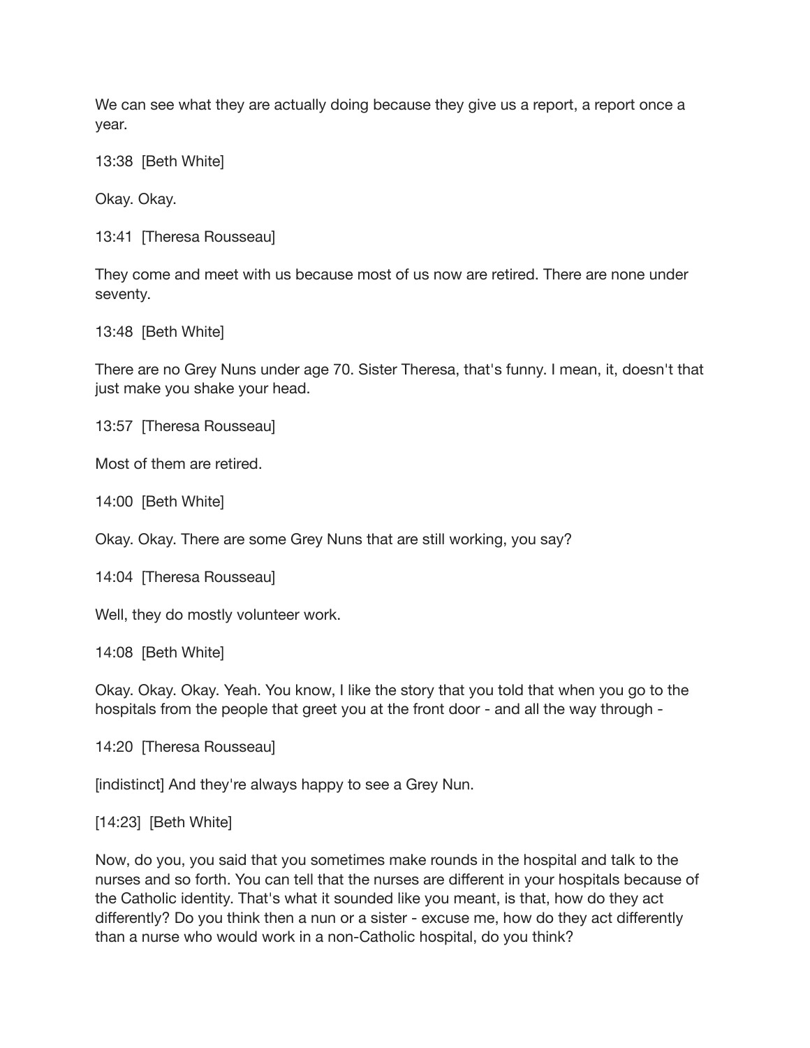We can see what they are actually doing because they give us a report, a report once a year.

13:38  [Beth White]

Okay. Okay.

13:41  [Theresa Rousseau]

They come and meet with us because most of us now are retired. There are none under seventy.

13:48  [Beth White]

There are no Grey Nuns under age 70. Sister Theresa, that's funny. I mean, it, doesn't that just make you shake your head.

13:57  [Theresa Rousseau]

Most of them are retired.

14:00  [Beth White]

Okay. Okay. There are some Grey Nuns that are still working, you say?

14:04  [Theresa Rousseau]

Well, they do mostly volunteer work.

14:08  [Beth White]

Okay. Okay. Okay. Yeah. You know, I like the story that you told that when you go to the hospitals from the people that greet you at the front door - and all the way through -

14:20  [Theresa Rousseau]

[indistinct] And they're always happy to see a Grey Nun.

[14:23]  [Beth White]

Now, do you, you said that you sometimes make rounds in the hospital and talk to the nurses and so forth. You can tell that the nurses are different in your hospitals because of the Catholic identity. That's what it sounded like you meant, is that, how do they act differently? Do you think then a nun or a sister - excuse me, how do they act differently than a nurse who would work in a non-Catholic hospital, do you think?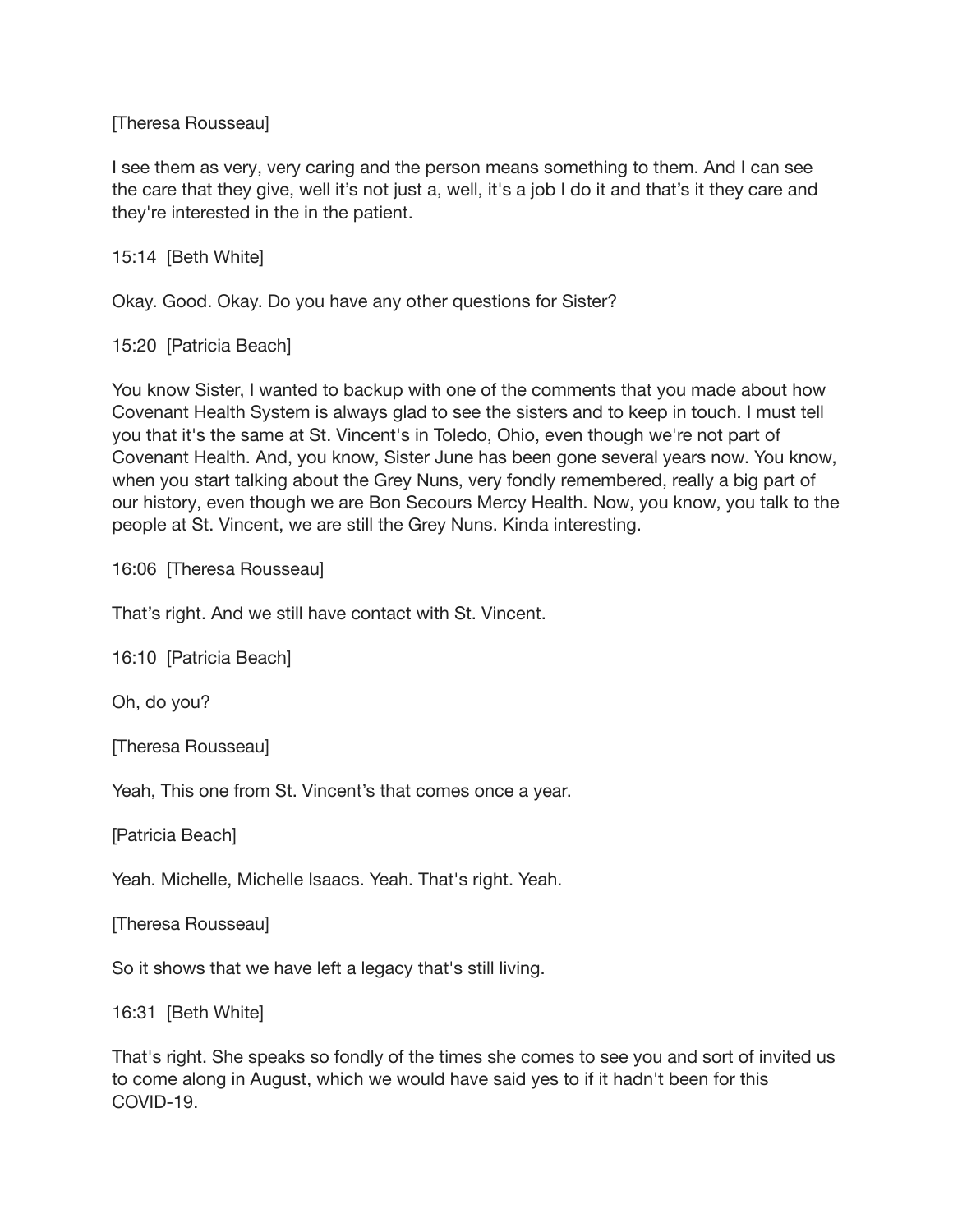[Theresa Rousseau]

I see them as very, very caring and the person means something to them. And I can see the care that they give, well it’s not just a, well, it's a job I do it and that’s it they care and they're interested in the in the patient.

15:14 [Beth White]

Okay. Good. Okay. Do you have any other questions for Sister?

15:20 [Patricia Beach]

You know Sister, I wanted to backup with one of the comments that you made about how Covenant Health System is always glad to see the sisters and to keep in touch. I must tell you that it's the same at St. Vincent's in Toledo, Ohio, even though we're not part of Covenant Health. And, you know, Sister June has been gone several years now. You know, when you start talking about the Grey Nuns, very fondly remembered, really a big part of our history, even though we are Bon Secours Mercy Health. Now, you know, you talk to the people at St. Vincent, we are still the Grey Nuns. Kinda interesting.

16:06 [Theresa Rousseau]

That’s right. And we still have contact with St. Vincent.

16:10 [Patricia Beach]

Oh, do you?

[Theresa Rousseau]

Yeah, This one from St. Vincent’s that comes once a year.

[Patricia Beach]

Yeah. Michelle, Michelle Isaacs. Yeah. That's right. Yeah.

[Theresa Rousseau]

So it shows that we have left a legacy that's still living.

16:31 [Beth White]

That's right. She speaks so fondly of the times she comes to see you and sort of invited us to come along in August, which we would have said yes to if it hadn't been for this COVID-19.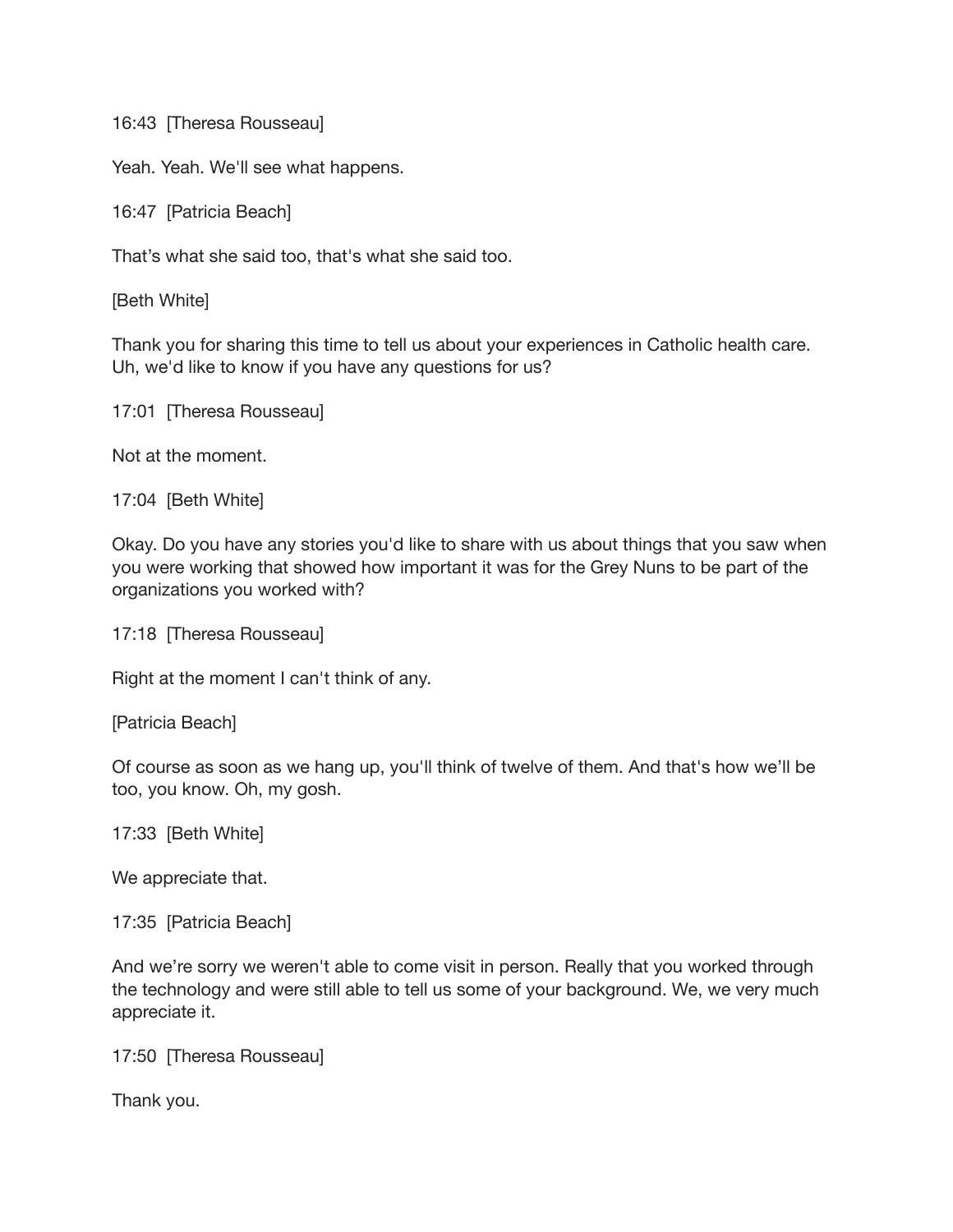16:43  [Theresa Rousseau]

Yeah. Yeah. We'll see what happens.

16:47  [Patricia Beach]

That's what she said too, that's what she said too.

[Beth White]

Thank you for sharing this time to tell us about your experiences in Catholic health care. Uh, we'd like to know if you have any questions for us?

17:01  [Theresa Rousseau]

Not at the moment.

17:04  [Beth White]

Okay. Do you have any stories you'd like to share with us about things that you saw when you were working that showed how important it was for the Grey Nuns to be part of the organizations you worked with?

17:18  [Theresa Rousseau]

Right at the moment I can't think of any.

[Patricia Beach]

Of course as soon as we hang up, you'll think of twelve of them. And that's how we'll be too, you know. Oh, my gosh.

17:33  [Beth White]

We appreciate that.

17:35  [Patricia Beach]

And we're sorry we weren't able to come visit in person. Really that you worked through the technology and were still able to tell us some of your background. We, we very much appreciate it.

17:50  [Theresa Rousseau]

Thank you.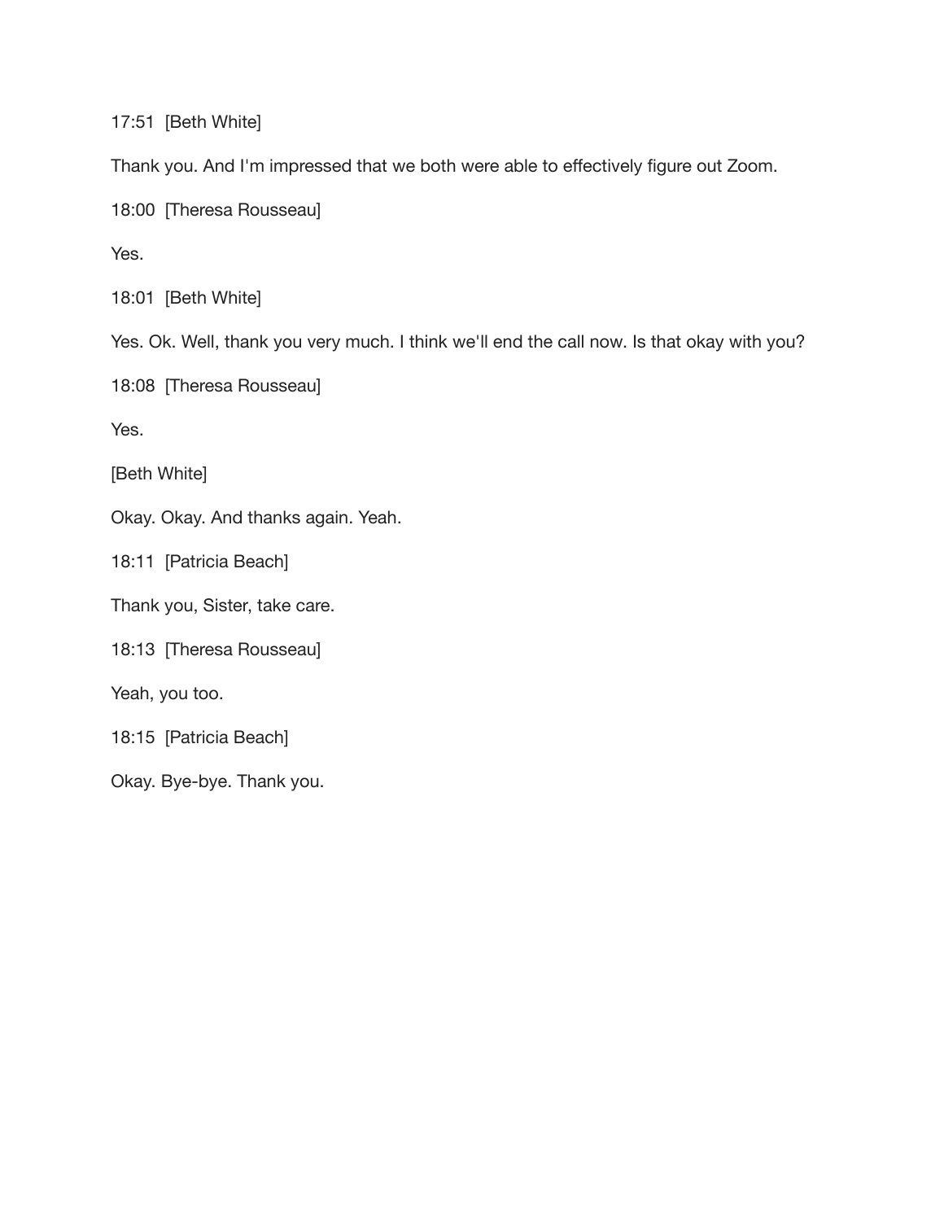17:51 [Beth White]

Thank you. And I'm impressed that we both were able to effectively figure out Zoom.

18:00 [Theresa Rousseau]

Yes.

18:01 [Beth White]

Yes. Ok. Well, thank you very much. I think we'll end the call now. Is that okay with you?

18:08 [Theresa Rousseau]

Yes.

[Beth White]

Okay. Okay. And thanks again. Yeah.

18:11 [Patricia Beach]

Thank you, Sister, take care.

18:13 [Theresa Rousseau]

Yeah, you too.

18:15 [Patricia Beach]

Okay. Bye-bye. Thank you.